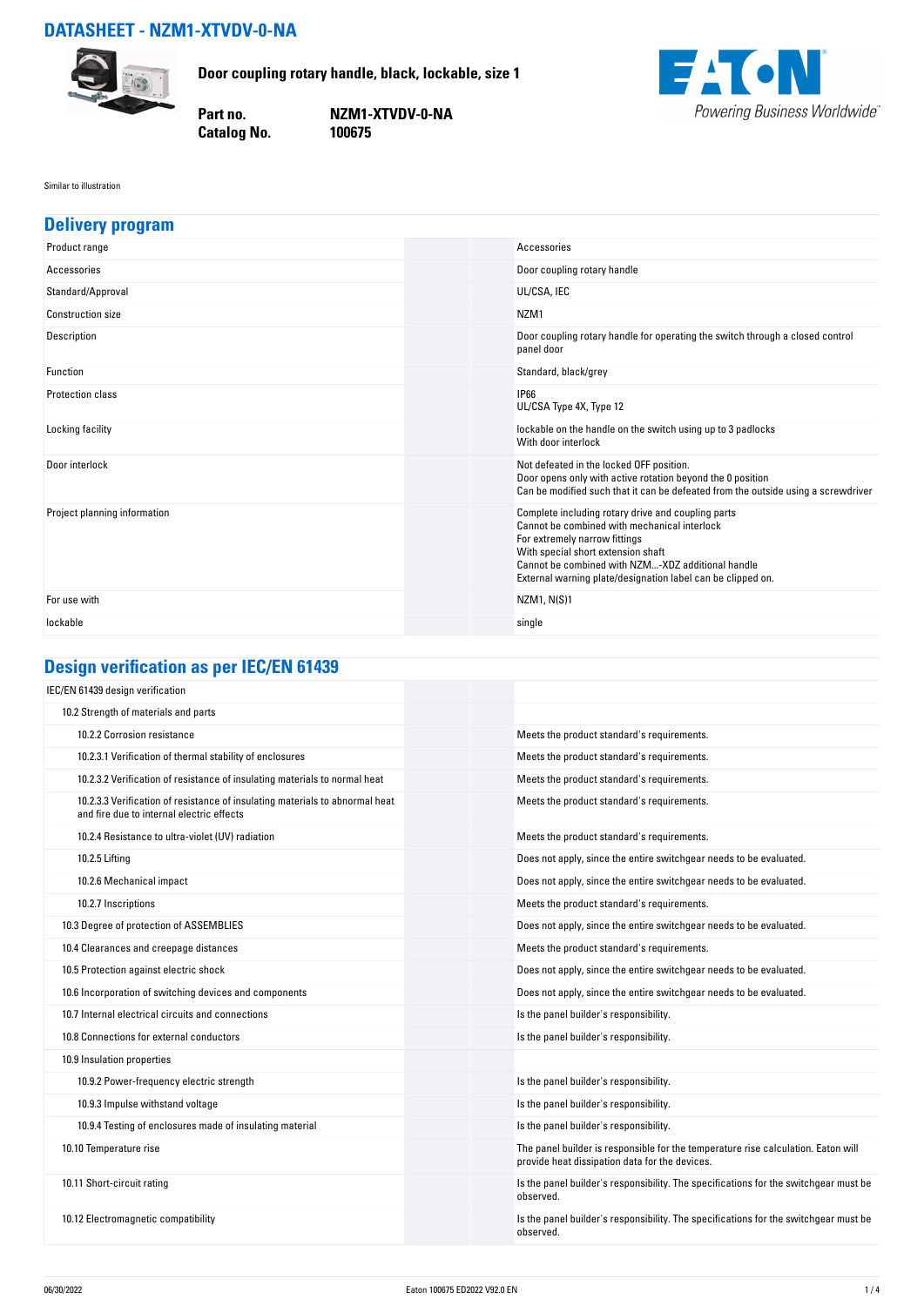# DATASHEET - NZM1-XTVDV-0-NA

**Door coupling rotary handle, black, lockable, size 1**

| | |
|---|---|
| **Part no.** | **NZM1-XTVDV-0-NA** |
| **Catalog No.** | **100675** |

Similar to illustration

## Delivery program

| | |
|---|---|
| Product range | Accessories |
| Accessories | Door coupling rotary handle |
| Standard/Approval | UL/CSA, IEC |
| Construction size | NZM1 |
| Description | Door coupling rotary handle for operating the switch through a closed control panel door |
| Function | Standard, black/grey |
| Protection class | IP66<br>UL/CSA Type 4X, Type 12 |
| Locking facility | lockable on the handle on the switch using up to 3 padlocks<br>With door interlock |
| Door interlock | Not defeated in the locked OFF position.<br>Door opens only with active rotation beyond the 0 position<br>Can be modified such that it can be defeated from the outside using a screwdriver |
| Project planning information | Complete including rotary drive and coupling parts<br>Cannot be combined with mechanical interlock<br>For extremely narrow fittings<br>With special short extension shaft<br>Cannot be combined with NZM...-XDZ additional handle<br>External warning plate/designation label can be clipped on. |
| For use with | NZM1, N(S)1 |
| lockable | single |

## Design verification as per IEC/EN 61439

| | |
|---|---|
| IEC/EN 61439 design verification | |
| 10.2 Strength of materials and parts | |
| 10.2.2 Corrosion resistance | Meets the product standard's requirements. |
| 10.2.3.1 Verification of thermal stability of enclosures | Meets the product standard's requirements. |
| 10.2.3.2 Verification of resistance of insulating materials to normal heat | Meets the product standard's requirements. |
| 10.2.3.3 Verification of resistance of insulating materials to abnormal heat and fire due to internal electric effects | Meets the product standard's requirements. |
| 10.2.4 Resistance to ultra-violet (UV) radiation | Meets the product standard's requirements. |
| 10.2.5 Lifting | Does not apply, since the entire switchgear needs to be evaluated. |
| 10.2.6 Mechanical impact | Does not apply, since the entire switchgear needs to be evaluated. |
| 10.2.7 Inscriptions | Meets the product standard's requirements. |
| 10.3 Degree of protection of ASSEMBLIES | Does not apply, since the entire switchgear needs to be evaluated. |
| 10.4 Clearances and creepage distances | Meets the product standard's requirements. |
| 10.5 Protection against electric shock | Does not apply, since the entire switchgear needs to be evaluated. |
| 10.6 Incorporation of switching devices and components | Does not apply, since the entire switchgear needs to be evaluated. |
| 10.7 Internal electrical circuits and connections | Is the panel builder's responsibility. |
| 10.8 Connections for external conductors | Is the panel builder's responsibility. |
| 10.9 Insulation properties | |
| 10.9.2 Power-frequency electric strength | Is the panel builder's responsibility. |
| 10.9.3 Impulse withstand voltage | Is the panel builder's responsibility. |
| 10.9.4 Testing of enclosures made of insulating material | Is the panel builder's responsibility. |
| 10.10 Temperature rise | The panel builder is responsible for the temperature rise calculation. Eaton will provide heat dissipation data for the devices. |
| 10.11 Short-circuit rating | Is the panel builder's responsibility. The specifications for the switchgear must be observed. |
| 10.12 Electromagnetic compatibility | Is the panel builder's responsibility. The specifications for the switchgear must be observed. |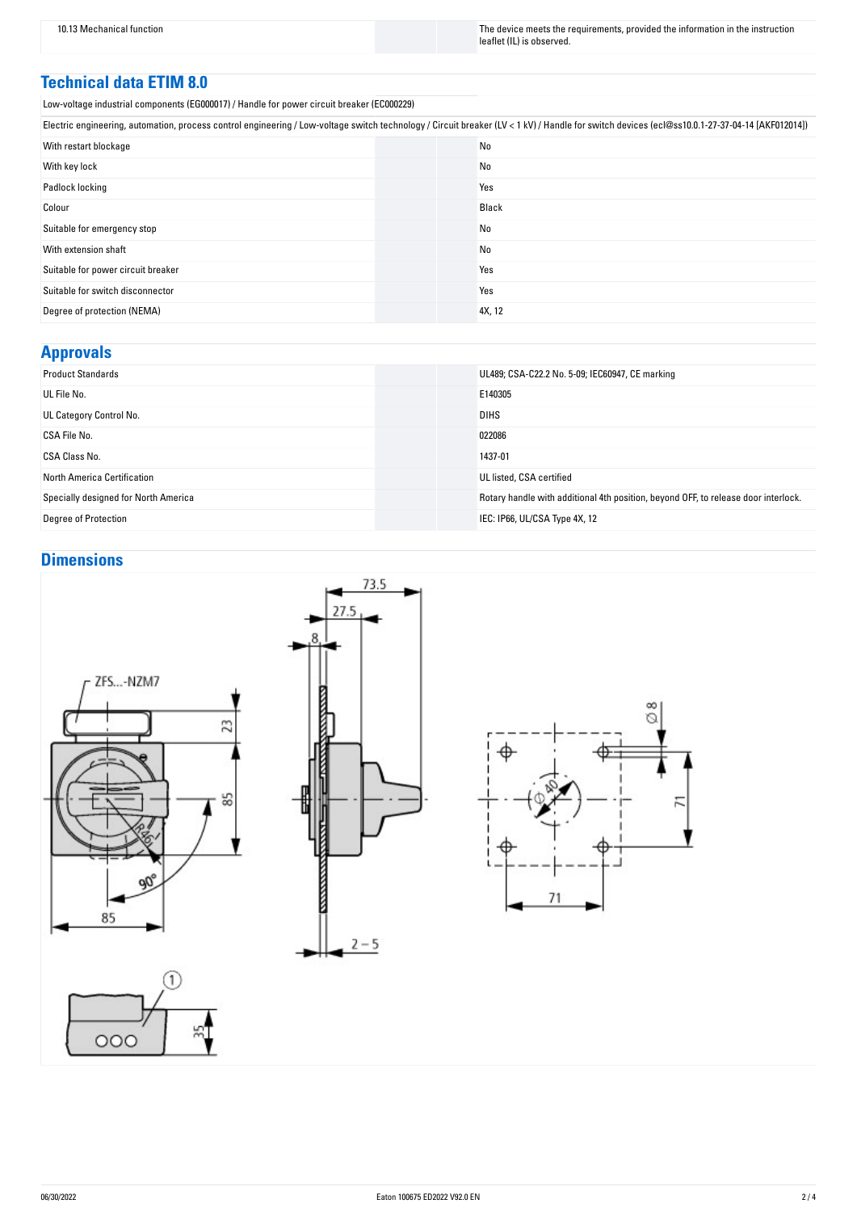| 10.13 Mechanical function | | The device meets the requirements, provided the information in the instruction leaflet (IL) is observed. |
|---|---|---|

## Technical data ETIM 8.0

Low-voltage industrial components (EG000017) / Handle for power circuit breaker (EC000229)

Electric engineering, automation, process control engineering / Low-voltage switch technology / Circuit breaker (LV < 1 kV) / Handle for switch devices (ecl@ss10.0.1-27-37-04-14 [AKF012014])

| With restart blockage | | No |
|---|---|---|
| With key lock | | No |
| Padlock locking | | Yes |
| Colour | | Black |
| Suitable for emergency stop | | No |
| With extension shaft | | No |
| Suitable for power circuit breaker | | Yes |
| Suitable for switch disconnector | | Yes |
| Degree of protection (NEMA) | | 4X, 12 |

## Approvals

| Product Standards | | UL489; CSA-C22.2 No. 5-09; IEC60947, CE marking |
|---|---|---|
| UL File No. | | E140305 |
| UL Category Control No. | | DIHS |
| CSA File No. | | 022086 |
| CSA Class No. | | 1437-01 |
| North America Certification | | UL listed, CSA certified |
| Specially designed for North America | | Rotary handle with additional 4th position, beyond OFF, to release door interlock. |
| Degree of Protection | | IEC: IP66, UL/CSA Type 4X, 12 |

## Dimensions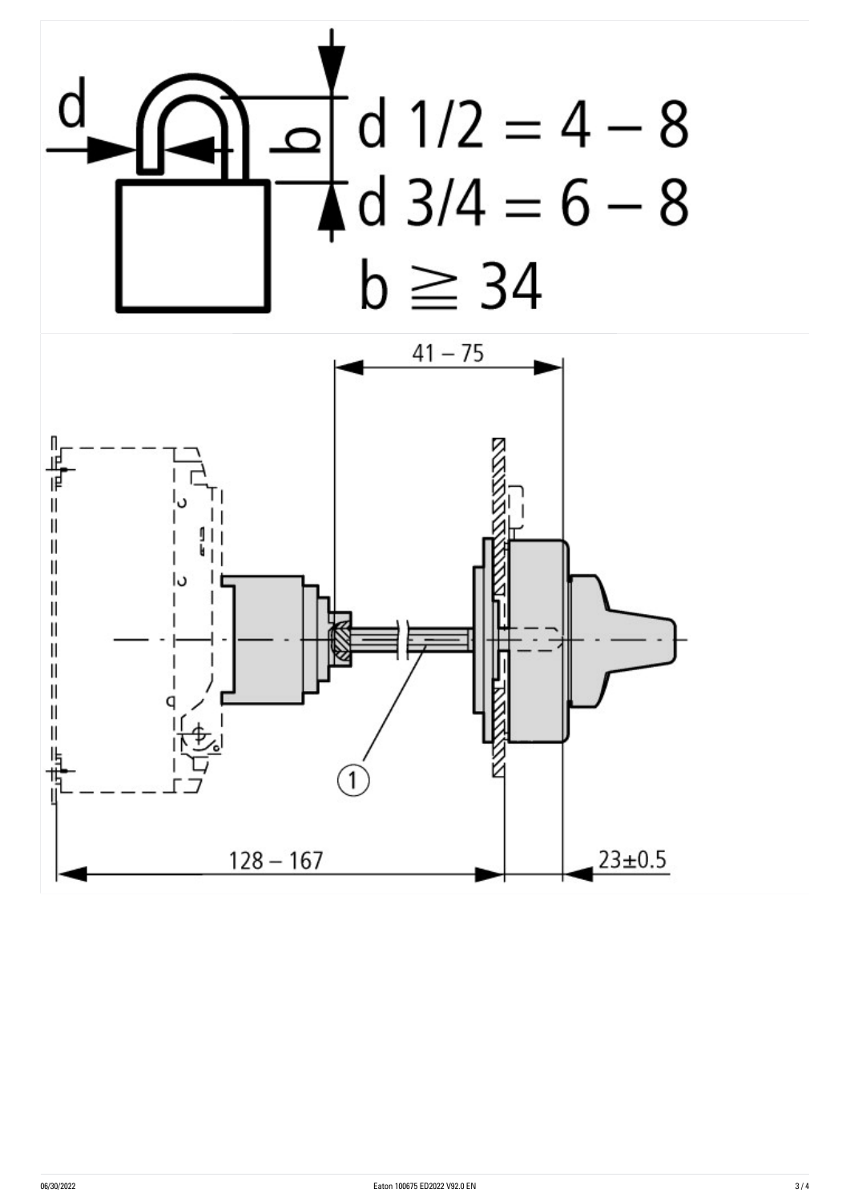d 1/2 = 4 – 8

d 3/4 = 6 – 8

b ≧ 34

41 – 75

128 – 167

23±0.5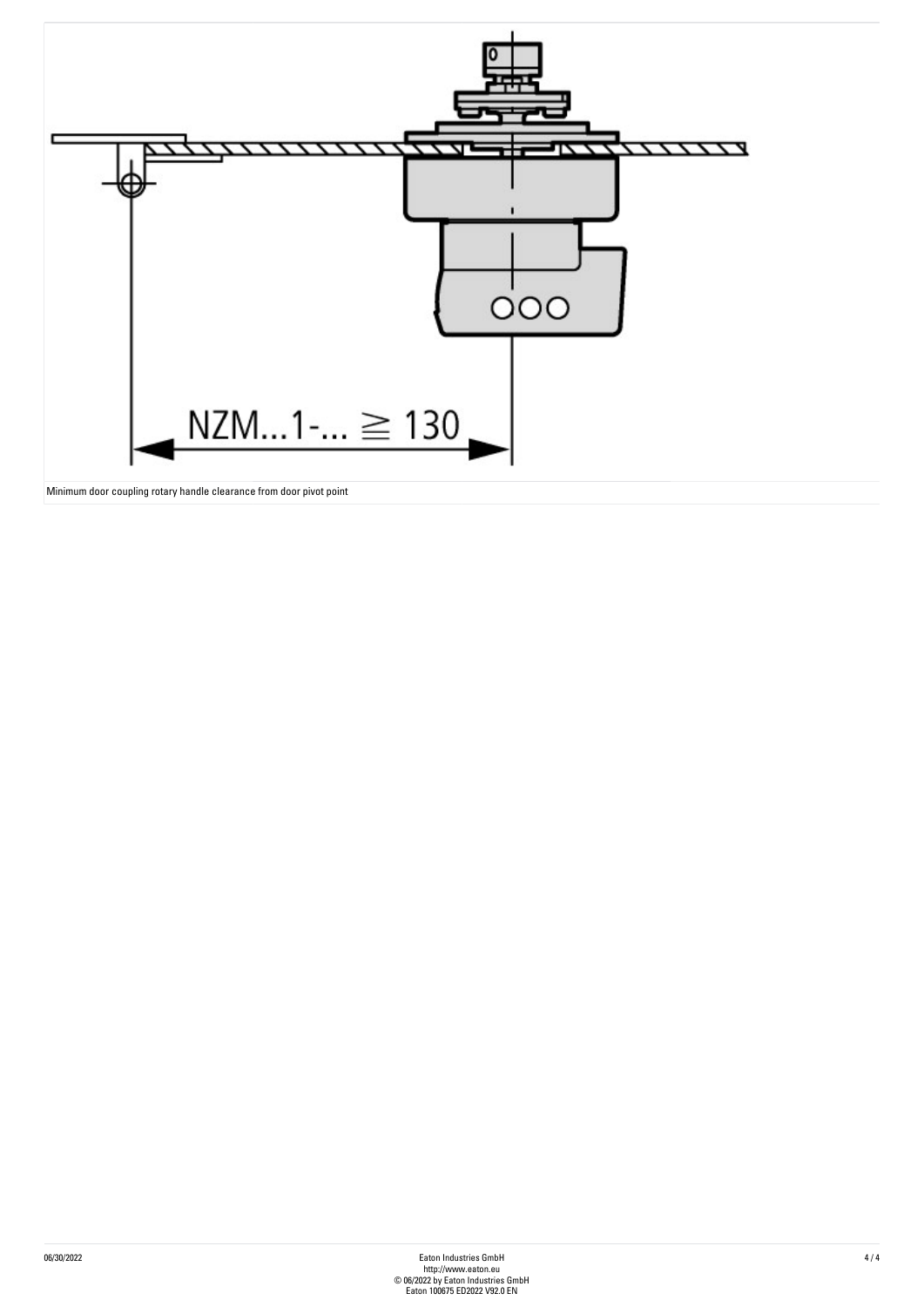NZM...1-... ≧ 130

Minimum door coupling rotary handle clearance from door pivot point